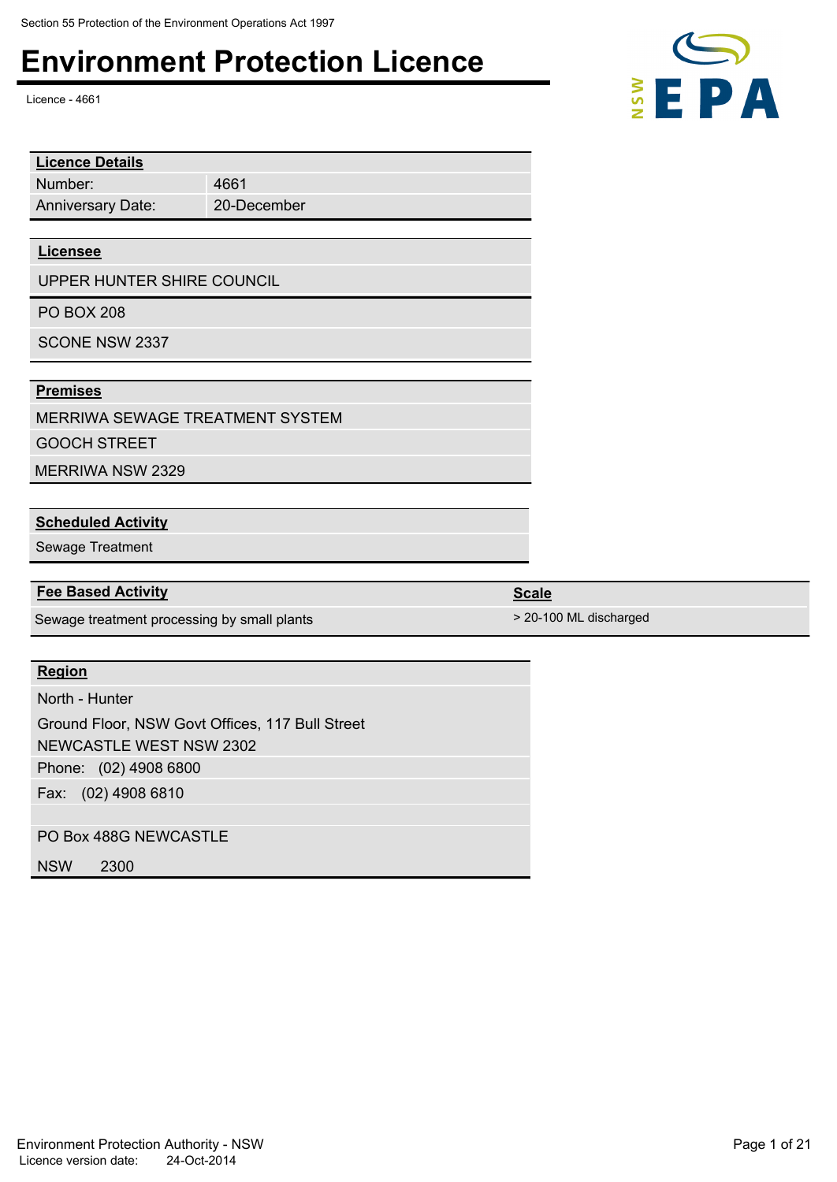Section 55 Protection of the Environment Operations Act 1997

# Environment Protection Licence

Licence - 4661

| Licence Details | |
|---|---|
| Number: | 4661 |
| Anniversary Date: | 20-December |

**Licensee**

UPPER HUNTER SHIRE COUNCIL

PO BOX 208

SCONE NSW 2337

**Premises**

MERRIWA SEWAGE TREATMENT SYSTEM

GOOCH STREET

MERRIWA NSW 2329

**Scheduled Activity**

Sewage Treatment

| Fee Based Activity | Scale |
|---|---|
| Sewage treatment processing by small plants | > 20-100 ML discharged |

**Region**

North - Hunter

Ground Floor, NSW Govt Offices, 117 Bull Street

NEWCASTLE WEST NSW 2302

Phone: (02) 4908 6800

Fax: (02) 4908 6810

PO Box 488G NEWCASTLE

NSW 2300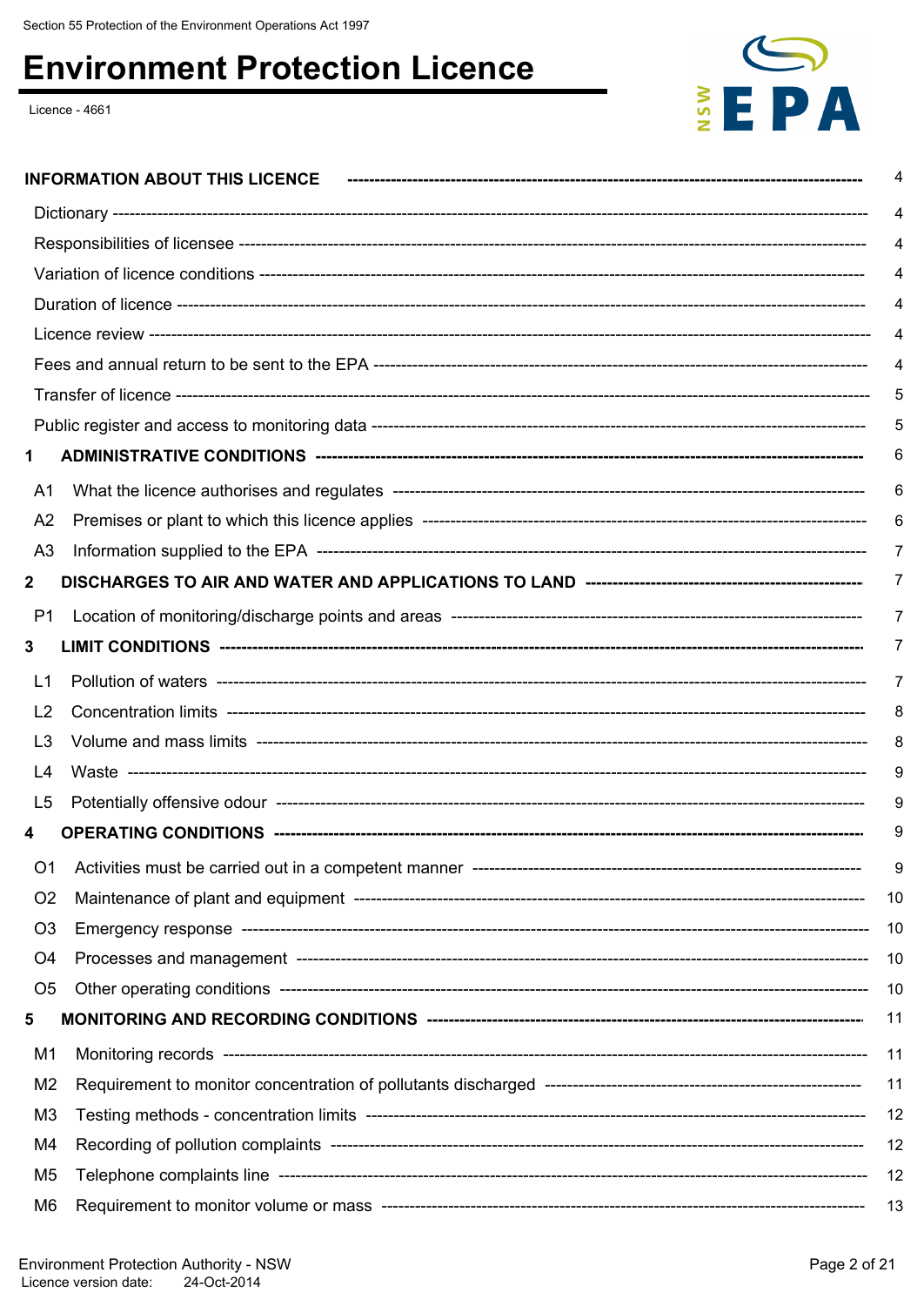Section 55 Protection of the Environment Operations Act 1997

# Environment Protection Licence

Licence - 4661

| | |
|---|---|
| **INFORMATION ABOUT THIS LICENCE** | 4 |
| Dictionary | 4 |
| Responsibilities of licensee | 4 |
| Variation of licence conditions | 4 |
| Duration of licence | 4 |
| Licence review | 4 |
| Fees and annual return to be sent to the EPA | 4 |
| Transfer of licence | 5 |
| Public register and access to monitoring data | 5 |
| **1 ADMINISTRATIVE CONDITIONS** | 6 |
| A1 What the licence authorises and regulates | 6 |
| A2 Premises or plant to which this licence applies | 6 |
| A3 Information supplied to the EPA | 7 |
| **2 DISCHARGES TO AIR AND WATER AND APPLICATIONS TO LAND** | 7 |
| P1 Location of monitoring/discharge points and areas | 7 |
| **3 LIMIT CONDITIONS** | 7 |
| L1 Pollution of waters | 7 |
| L2 Concentration limits | 8 |
| L3 Volume and mass limits | 8 |
| L4 Waste | 9 |
| L5 Potentially offensive odour | 9 |
| **4 OPERATING CONDITIONS** | 9 |
| O1 Activities must be carried out in a competent manner | 9 |
| O2 Maintenance of plant and equipment | 10 |
| O3 Emergency response | 10 |
| O4 Processes and management | 10 |
| O5 Other operating conditions | 10 |
| **5 MONITORING AND RECORDING CONDITIONS** | 11 |
| M1 Monitoring records | 11 |
| M2 Requirement to monitor concentration of pollutants discharged | 11 |
| M3 Testing methods - concentration limits | 12 |
| M4 Recording of pollution complaints | 12 |
| M5 Telephone complaints line | 12 |
| M6 Requirement to monitor volume or mass | 13 |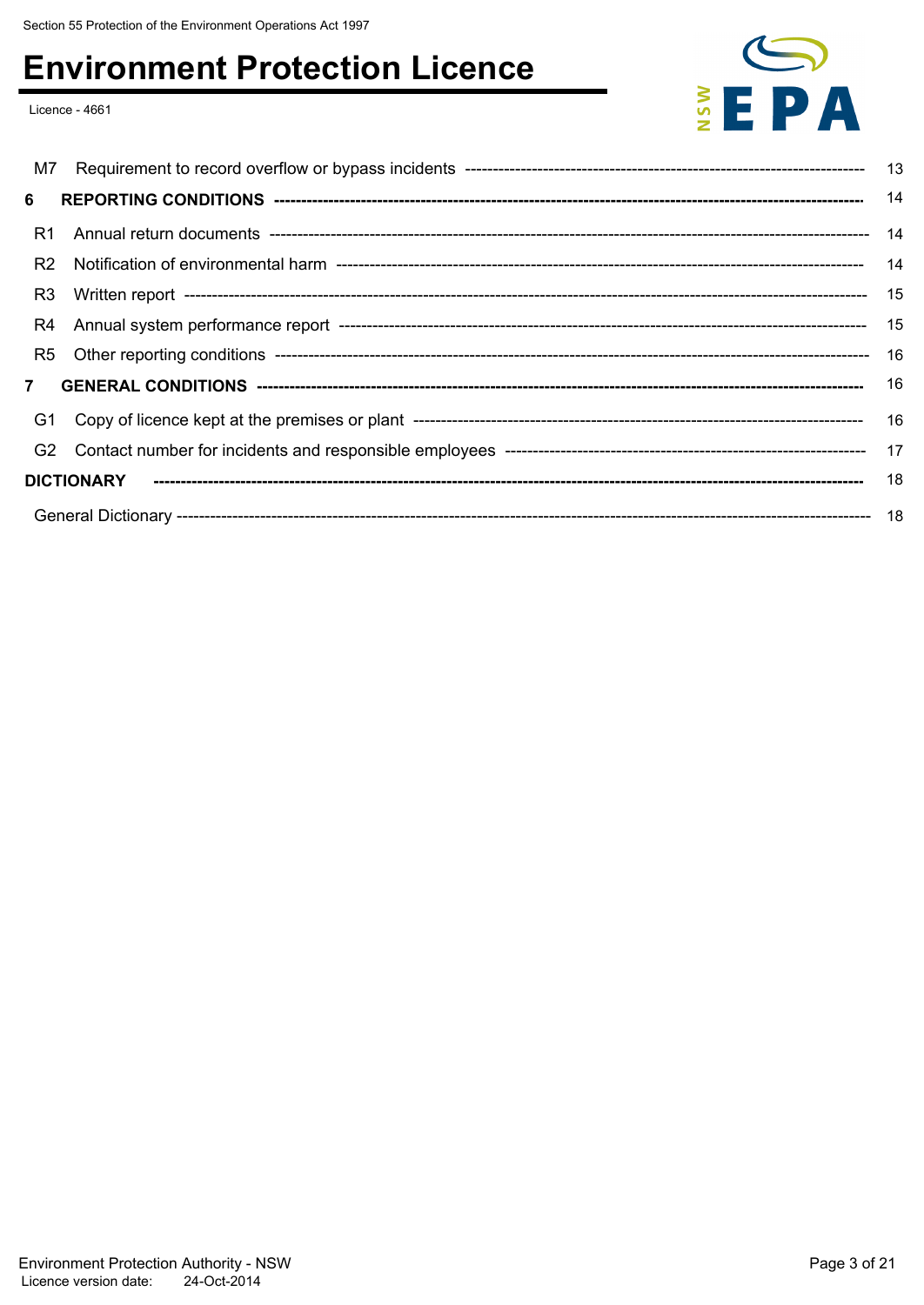| | | |
|---|---|---|
| M7 | Requirement to record overflow or bypass incidents | 13 |
| **6** | **REPORTING CONDITIONS** | 14 |
| R1 | Annual return documents | 14 |
| R2 | Notification of environmental harm | 14 |
| R3 | Written report | 15 |
| R4 | Annual system performance report | 15 |
| R5 | Other reporting conditions | 16 |
| **7** | **GENERAL CONDITIONS** | 16 |
| G1 | Copy of licence kept at the premises or plant | 16 |
| G2 | Contact number for incidents and responsible employees | 17 |
| **DICTIONARY** | | 18 |
| General Dictionary | | 18 |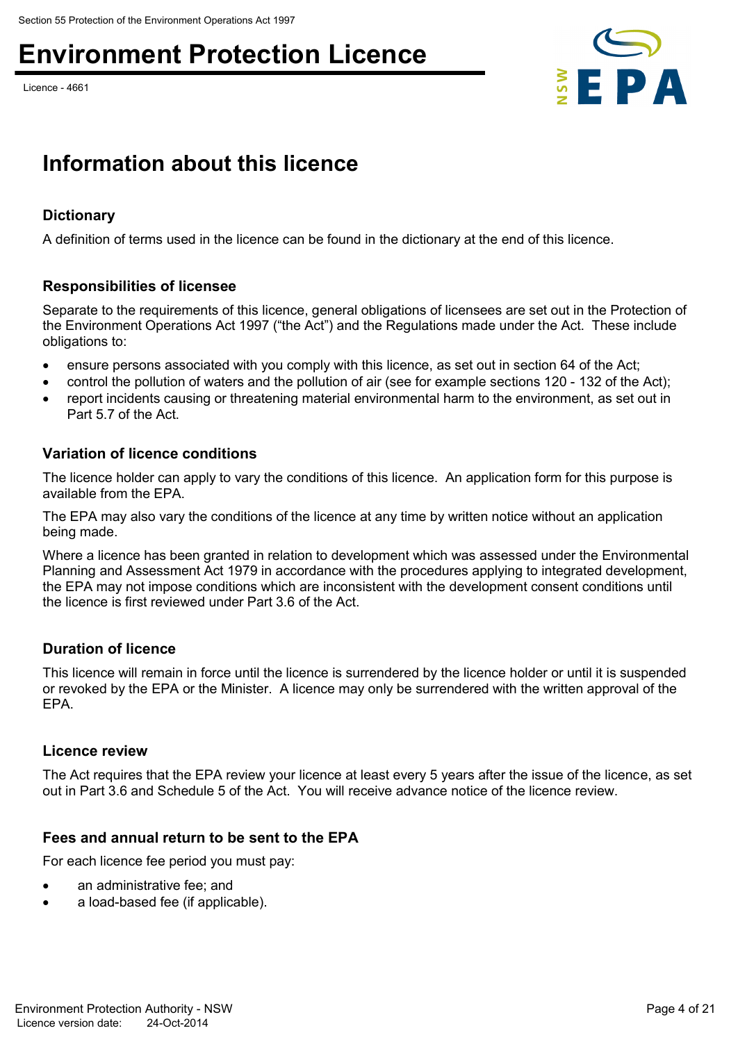# Information about this licence

### Dictionary

A definition of terms used in the licence can be found in the dictionary at the end of this licence.

### Responsibilities of licensee

Separate to the requirements of this licence, general obligations of licensees are set out in the Protection of the Environment Operations Act 1997 ("the Act") and the Regulations made under the Act. These include obligations to:

- ensure persons associated with you comply with this licence, as set out in section 64 of the Act;
- control the pollution of waters and the pollution of air (see for example sections 120 - 132 of the Act);
- report incidents causing or threatening material environmental harm to the environment, as set out in Part 5.7 of the Act.

### Variation of licence conditions

The licence holder can apply to vary the conditions of this licence. An application form for this purpose is available from the EPA.

The EPA may also vary the conditions of the licence at any time by written notice without an application being made.

Where a licence has been granted in relation to development which was assessed under the Environmental Planning and Assessment Act 1979 in accordance with the procedures applying to integrated development, the EPA may not impose conditions which are inconsistent with the development consent conditions until the licence is first reviewed under Part 3.6 of the Act.

### Duration of licence

This licence will remain in force until the licence is surrendered by the licence holder or until it is suspended or revoked by the EPA or the Minister. A licence may only be surrendered with the written approval of the EPA.

### Licence review

The Act requires that the EPA review your licence at least every 5 years after the issue of the licence, as set out in Part 3.6 and Schedule 5 of the Act. You will receive advance notice of the licence review.

### Fees and annual return to be sent to the EPA

For each licence fee period you must pay:

- an administrative fee; and
- a load-based fee (if applicable).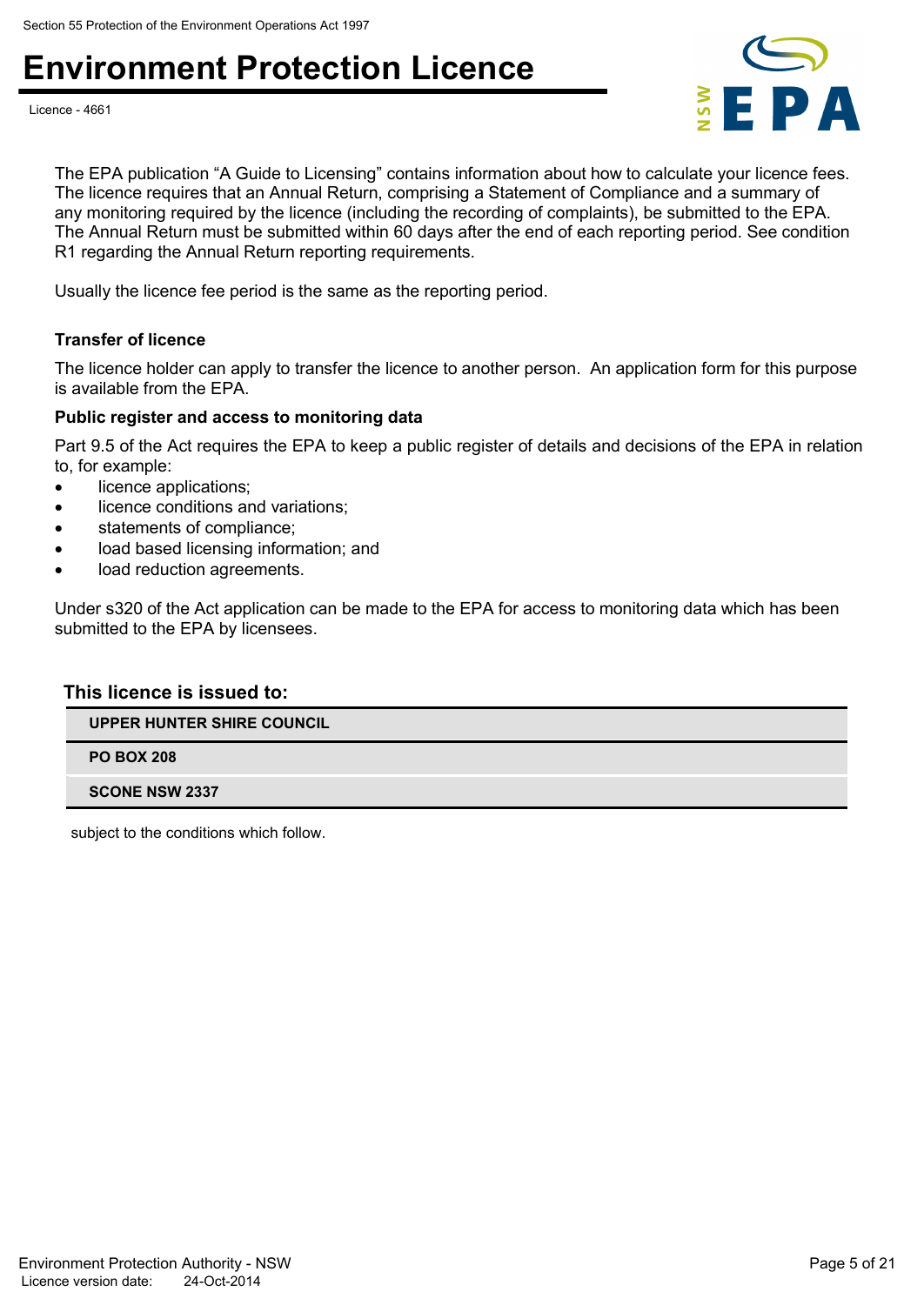The EPA publication “A Guide to Licensing” contains information about how to calculate your licence fees. The licence requires that an Annual Return, comprising a Statement of Compliance and a summary of any monitoring required by the licence (including the recording of complaints), be submitted to the EPA. The Annual Return must be submitted within 60 days after the end of each reporting period. See condition R1 regarding the Annual Return reporting requirements.

Usually the licence fee period is the same as the reporting period.

### Transfer of licence

The licence holder can apply to transfer the licence to another person. An application form for this purpose is available from the EPA.

### Public register and access to monitoring data

Part 9.5 of the Act requires the EPA to keep a public register of details and decisions of the EPA in relation to, for example:

- licence applications;
- licence conditions and variations;
- statements of compliance;
- load based licensing information; and
- load reduction agreements.

Under s320 of the Act application can be made to the EPA for access to monitoring data which has been submitted to the EPA by licensees.

### This licence is issued to:

| |
|---|
| **UPPER HUNTER SHIRE COUNCIL** |
| **PO BOX 208** |
| **SCONE NSW 2337** |

subject to the conditions which follow.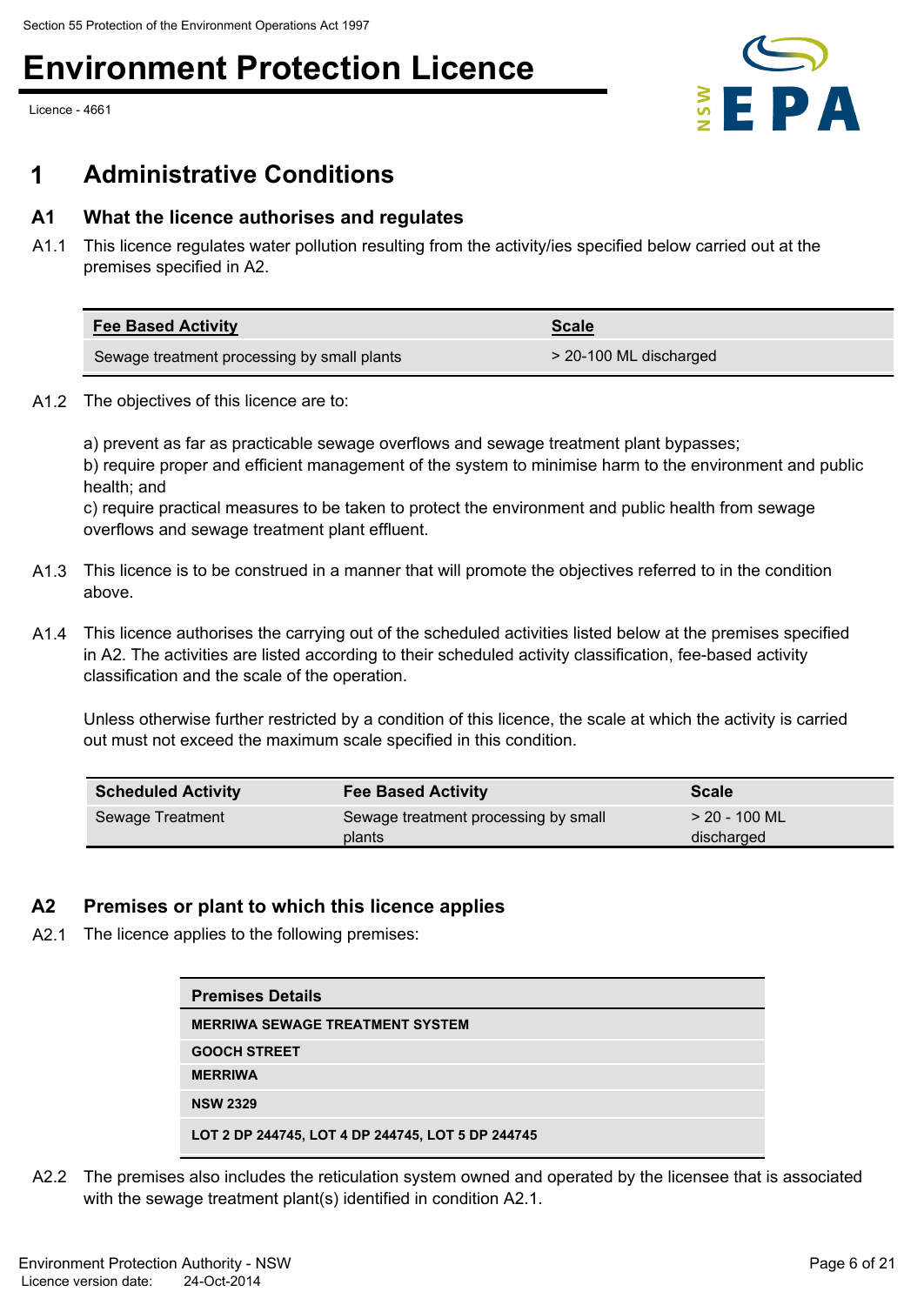# 1 Administrative Conditions

## A1 What the licence authorises and regulates

A1.1 This licence regulates water pollution resulting from the activity/ies specified below carried out at the premises specified in A2.

| Fee Based Activity | Scale |
|---|---|
| Sewage treatment processing by small plants | > 20-100 ML discharged |

A1.2 The objectives of this licence are to:

a) prevent as far as practicable sewage overflows and sewage treatment plant bypasses;
b) require proper and efficient management of the system to minimise harm to the environment and public health; and
c) require practical measures to be taken to protect the environment and public health from sewage overflows and sewage treatment plant effluent.

A1.3 This licence is to be construed in a manner that will promote the objectives referred to in the condition above.

A1.4 This licence authorises the carrying out of the scheduled activities listed below at the premises specified in A2. The activities are listed according to their scheduled activity classification, fee-based activity classification and the scale of the operation.

Unless otherwise further restricted by a condition of this licence, the scale at which the activity is carried out must not exceed the maximum scale specified in this condition.

| Scheduled Activity | Fee Based Activity | Scale |
|---|---|---|
| Sewage Treatment | Sewage treatment processing by small plants | > 20 - 100 ML discharged |

## A2 Premises or plant to which this licence applies

A2.1 The licence applies to the following premises:

| Premises Details |
|---|
| MERRIWA SEWAGE TREATMENT SYSTEM |
| GOOCH STREET |
| MERRIWA |
| NSW 2329 |
| LOT 2 DP 244745, LOT 4 DP 244745, LOT 5 DP 244745 |

A2.2 The premises also includes the reticulation system owned and operated by the licensee that is associated with the sewage treatment plant(s) identified in condition A2.1.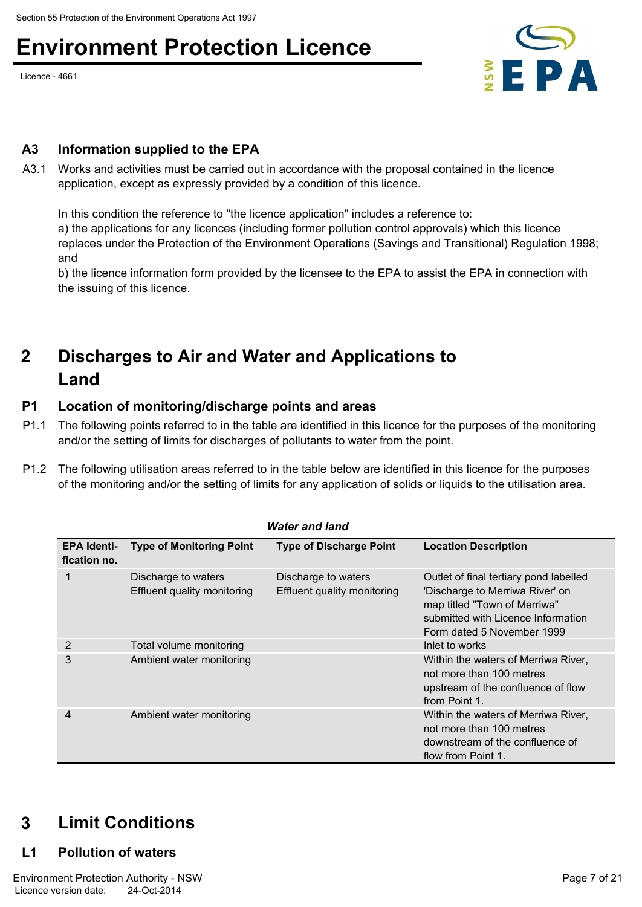## A3 Information supplied to the EPA

A3.1 Works and activities must be carried out in accordance with the proposal contained in the licence application, except as expressly provided by a condition of this licence.

In this condition the reference to "the licence application" includes a reference to:
a) the applications for any licences (including former pollution control approvals) which this licence replaces under the Protection of the Environment Operations (Savings and Transitional) Regulation 1998; and
b) the licence information form provided by the licensee to the EPA to assist the EPA in connection with the issuing of this licence.

# 2 Discharges to Air and Water and Applications to Land

## P1 Location of monitoring/discharge points and areas

P1.1 The following points referred to in the table are identified in this licence for the purposes of the monitoring and/or the setting of limits for discharges of pollutants to water from the point.

P1.2 The following utilisation areas referred to in the table below are identified in this licence for the purposes of the monitoring and/or the setting of limits for any application of solids or liquids to the utilisation area.

*Water and land*

| EPA Identification no. | Type of Monitoring Point | Type of Discharge Point | Location Description |
|---|---|---|---|
| 1 | Discharge to waters<br>Effluent quality monitoring | Discharge to waters<br>Effluent quality monitoring | Outlet of final tertiary pond labelled 'Discharge to Merriwa River' on map titled "Town of Merriwa" submitted with Licence Information Form dated 5 November 1999 |
| 2 | Total volume monitoring | | Inlet to works |
| 3 | Ambient water monitoring | | Within the waters of Merriwa River, not more than 100 metres upstream of the confluence of flow from Point 1. |
| 4 | Ambient water monitoring | | Within the waters of Merriwa River, not more than 100 metres downstream of the confluence of flow from Point 1. |

# 3 Limit Conditions

## L1 Pollution of waters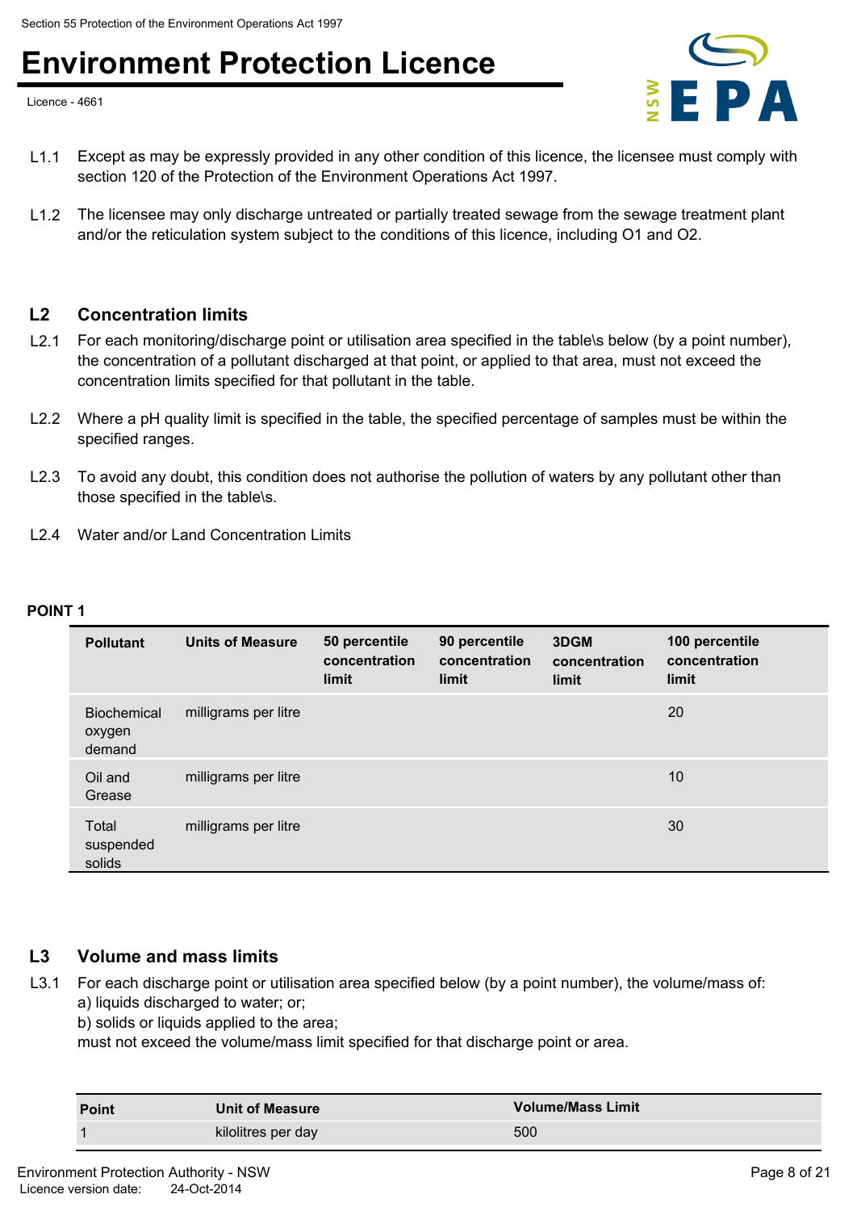L1.1 Except as may be expressly provided in any other condition of this licence, the licensee must comply with section 120 of the Protection of the Environment Operations Act 1997.

L1.2 The licensee may only discharge untreated or partially treated sewage from the sewage treatment plant and/or the reticulation system subject to the conditions of this licence, including O1 and O2.

## L2 Concentration limits

L2.1 For each monitoring/discharge point or utilisation area specified in the table\s below (by a point number), the concentration of a pollutant discharged at that point, or applied to that area, must not exceed the concentration limits specified for that pollutant in the table.

L2.2 Where a pH quality limit is specified in the table, the specified percentage of samples must be within the specified ranges.

L2.3 To avoid any doubt, this condition does not authorise the pollution of waters by any pollutant other than those specified in the table\s.

L2.4 Water and/or Land Concentration Limits

**POINT 1**

| Pollutant | Units of Measure | 50 percentile concentration limit | 90 percentile concentration limit | 3DGM concentration limit | 100 percentile concentration limit |
|---|---|---|---|---|---|
| Biochemical oxygen demand | milligrams per litre | | | | 20 |
| Oil and Grease | milligrams per litre | | | | 10 |
| Total suspended solids | milligrams per litre | | | | 30 |

## L3 Volume and mass limits

L3.1 For each discharge point or utilisation area specified below (by a point number), the volume/mass of:
a) liquids discharged to water; or;
b) solids or liquids applied to the area;
must not exceed the volume/mass limit specified for that discharge point or area.

| Point | Unit of Measure | Volume/Mass Limit |
|---|---|---|
| 1 | kilolitres per day | 500 |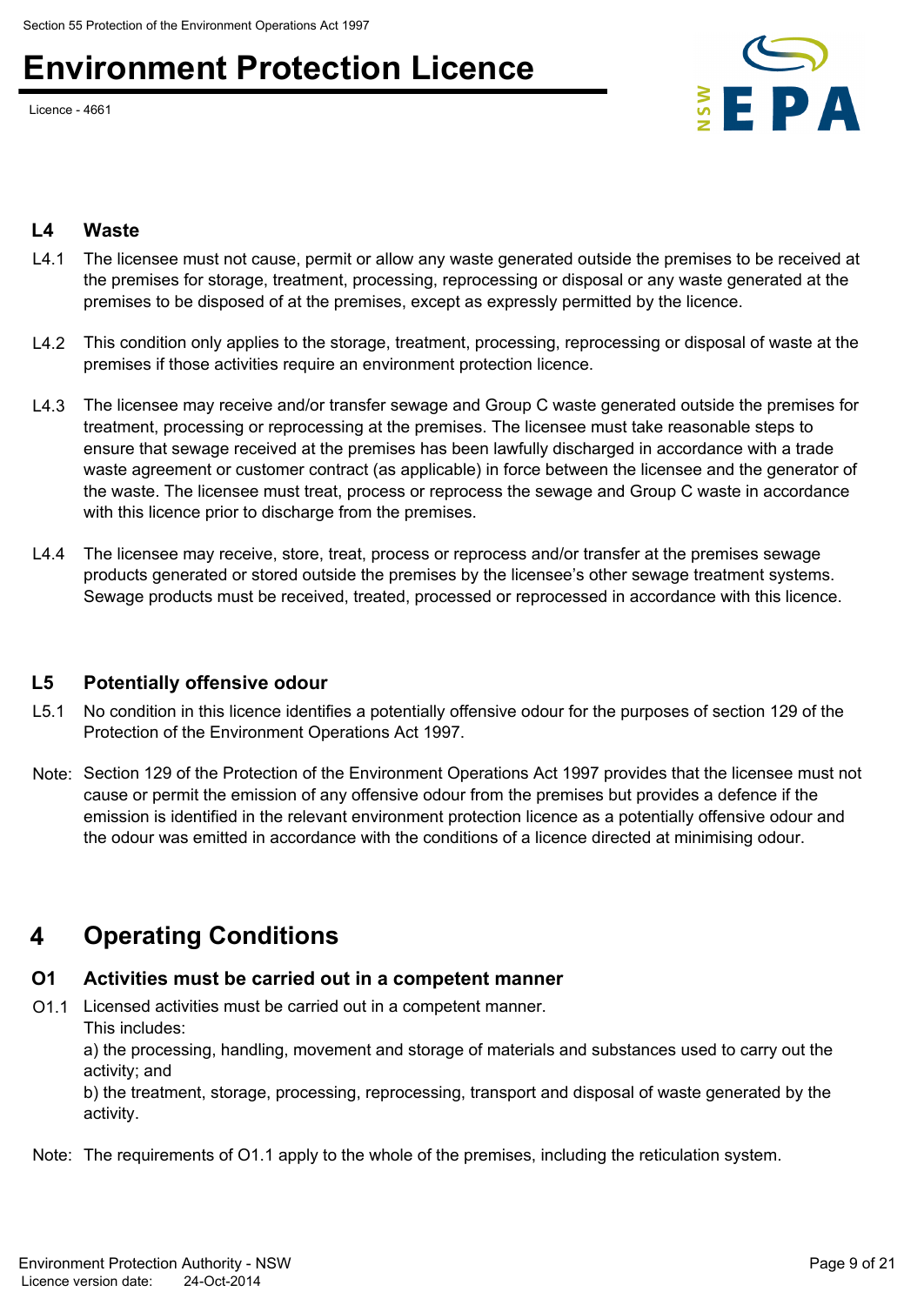### L4 Waste

L4.1 The licensee must not cause, permit or allow any waste generated outside the premises to be received at the premises for storage, treatment, processing, reprocessing or disposal or any waste generated at the premises to be disposed of at the premises, except as expressly permitted by the licence.

L4.2 This condition only applies to the storage, treatment, processing, reprocessing or disposal of waste at the premises if those activities require an environment protection licence.

L4.3 The licensee may receive and/or transfer sewage and Group C waste generated outside the premises for treatment, processing or reprocessing at the premises. The licensee must take reasonable steps to ensure that sewage received at the premises has been lawfully discharged in accordance with a trade waste agreement or customer contract (as applicable) in force between the licensee and the generator of the waste. The licensee must treat, process or reprocess the sewage and Group C waste in accordance with this licence prior to discharge from the premises.

L4.4 The licensee may receive, store, treat, process or reprocess and/or transfer at the premises sewage products generated or stored outside the premises by the licensee's other sewage treatment systems. Sewage products must be received, treated, processed or reprocessed in accordance with this licence.

### L5 Potentially offensive odour

L5.1 No condition in this licence identifies a potentially offensive odour for the purposes of section 129 of the Protection of the Environment Operations Act 1997.

Note: Section 129 of the Protection of the Environment Operations Act 1997 provides that the licensee must not cause or permit the emission of any offensive odour from the premises but provides a defence if the emission is identified in the relevant environment protection licence as a potentially offensive odour and the odour was emitted in accordance with the conditions of a licence directed at minimising odour.

## 4 Operating Conditions

### O1 Activities must be carried out in a competent manner

O1.1 Licensed activities must be carried out in a competent manner.
This includes:
a) the processing, handling, movement and storage of materials and substances used to carry out the activity; and
b) the treatment, storage, processing, reprocessing, transport and disposal of waste generated by the activity.

Note: The requirements of O1.1 apply to the whole of the premises, including the reticulation system.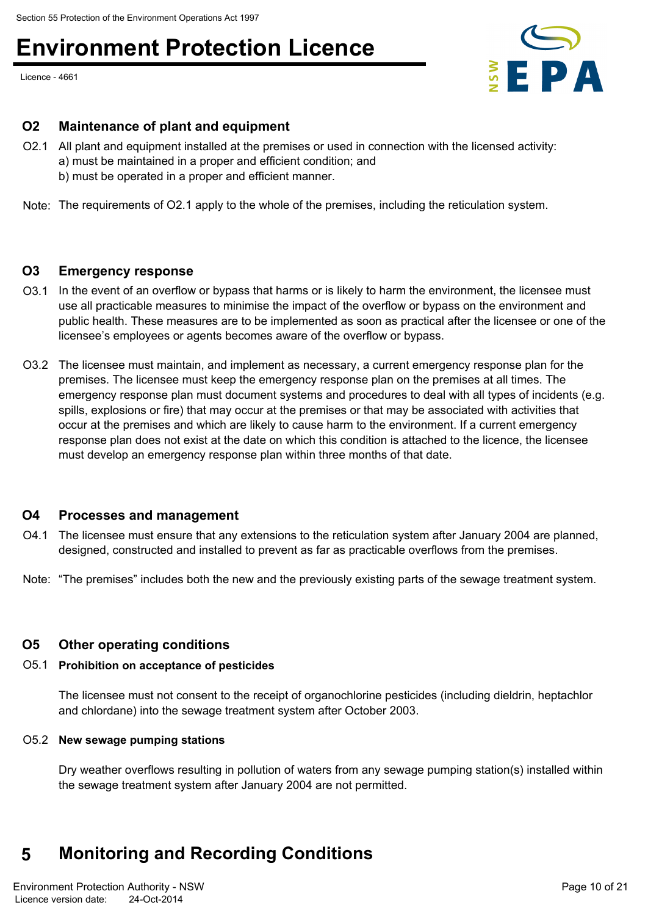## O2 Maintenance of plant and equipment

O2.1 All plant and equipment installed at the premises or used in connection with the licensed activity:
a) must be maintained in a proper and efficient condition; and
b) must be operated in a proper and efficient manner.

Note: The requirements of O2.1 apply to the whole of the premises, including the reticulation system.

## O3 Emergency response

O3.1 In the event of an overflow or bypass that harms or is likely to harm the environment, the licensee must use all practicable measures to minimise the impact of the overflow or bypass on the environment and public health. These measures are to be implemented as soon as practical after the licensee or one of the licensee's employees or agents becomes aware of the overflow or bypass.

O3.2 The licensee must maintain, and implement as necessary, a current emergency response plan for the premises. The licensee must keep the emergency response plan on the premises at all times. The emergency response plan must document systems and procedures to deal with all types of incidents (e.g. spills, explosions or fire) that may occur at the premises or that may be associated with activities that occur at the premises and which are likely to cause harm to the environment. If a current emergency response plan does not exist at the date on which this condition is attached to the licence, the licensee must develop an emergency response plan within three months of that date.

## O4 Processes and management

O4.1 The licensee must ensure that any extensions to the reticulation system after January 2004 are planned, designed, constructed and installed to prevent as far as practicable overflows from the premises.

Note: "The premises" includes both the new and the previously existing parts of the sewage treatment system.

## O5 Other operating conditions

O5.1 **Prohibition on acceptance of pesticides**

The licensee must not consent to the receipt of organochlorine pesticides (including dieldrin, heptachlor and chlordane) into the sewage treatment system after October 2003.

O5.2 **New sewage pumping stations**

Dry weather overflows resulting in pollution of waters from any sewage pumping station(s) installed within the sewage treatment system after January 2004 are not permitted.

# 5 Monitoring and Recording Conditions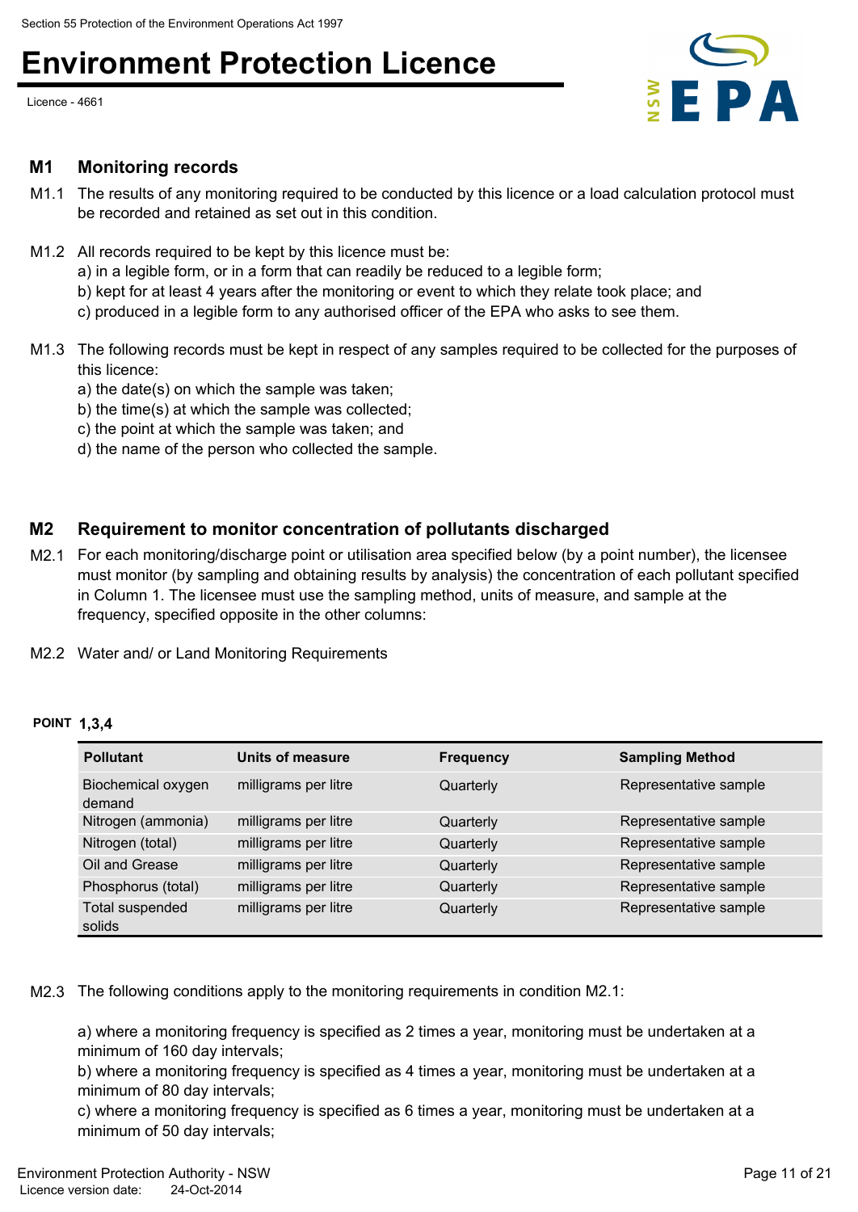## M1 Monitoring records

M1.1 The results of any monitoring required to be conducted by this licence or a load calculation protocol must be recorded and retained as set out in this condition.

M1.2 All records required to be kept by this licence must be:
a) in a legible form, or in a form that can readily be reduced to a legible form;
b) kept for at least 4 years after the monitoring or event to which they relate took place; and
c) produced in a legible form to any authorised officer of the EPA who asks to see them.

M1.3 The following records must be kept in respect of any samples required to be collected for the purposes of this licence:
a) the date(s) on which the sample was taken;
b) the time(s) at which the sample was collected;
c) the point at which the sample was taken; and
d) the name of the person who collected the sample.

## M2 Requirement to monitor concentration of pollutants discharged

M2.1 For each monitoring/discharge point or utilisation area specified below (by a point number), the licensee must monitor (by sampling and obtaining results by analysis) the concentration of each pollutant specified in Column 1. The licensee must use the sampling method, units of measure, and sample at the frequency, specified opposite in the other columns:

M2.2 Water and/ or Land Monitoring Requirements

**POINT 1,3,4**

| Pollutant | Units of measure | Frequency | Sampling Method |
|---|---|---|---|
| Biochemical oxygen demand | milligrams per litre | Quarterly | Representative sample |
| Nitrogen (ammonia) | milligrams per litre | Quarterly | Representative sample |
| Nitrogen (total) | milligrams per litre | Quarterly | Representative sample |
| Oil and Grease | milligrams per litre | Quarterly | Representative sample |
| Phosphorus (total) | milligrams per litre | Quarterly | Representative sample |
| Total suspended solids | milligrams per litre | Quarterly | Representative sample |

M2.3 The following conditions apply to the monitoring requirements in condition M2.1:

a) where a monitoring frequency is specified as 2 times a year, monitoring must be undertaken at a minimum of 160 day intervals;
b) where a monitoring frequency is specified as 4 times a year, monitoring must be undertaken at a minimum of 80 day intervals;
c) where a monitoring frequency is specified as 6 times a year, monitoring must be undertaken at a minimum of 50 day intervals;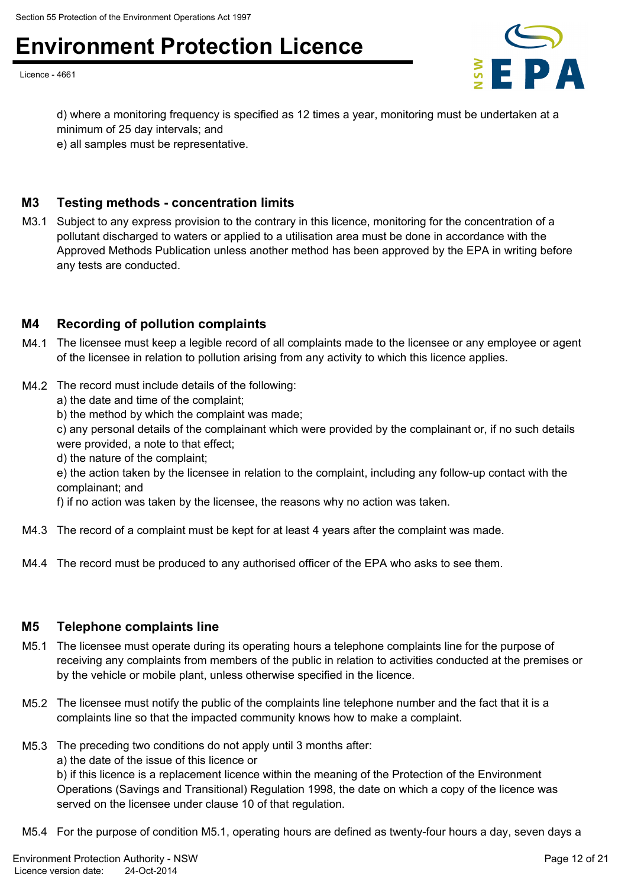d) where a monitoring frequency is specified as 12 times a year, monitoring must be undertaken at a minimum of 25 day intervals; and
e) all samples must be representative.

## M3 Testing methods - concentration limits

M3.1 Subject to any express provision to the contrary in this licence, monitoring for the concentration of a pollutant discharged to waters or applied to a utilisation area must be done in accordance with the Approved Methods Publication unless another method has been approved by the EPA in writing before any tests are conducted.

## M4 Recording of pollution complaints

M4.1 The licensee must keep a legible record of all complaints made to the licensee or any employee or agent of the licensee in relation to pollution arising from any activity to which this licence applies.

M4.2 The record must include details of the following:
a) the date and time of the complaint;
b) the method by which the complaint was made;
c) any personal details of the complainant which were provided by the complainant or, if no such details were provided, a note to that effect;
d) the nature of the complaint;
e) the action taken by the licensee in relation to the complaint, including any follow-up contact with the complainant; and
f) if no action was taken by the licensee, the reasons why no action was taken.

M4.3 The record of a complaint must be kept for at least 4 years after the complaint was made.

M4.4 The record must be produced to any authorised officer of the EPA who asks to see them.

## M5 Telephone complaints line

M5.1 The licensee must operate during its operating hours a telephone complaints line for the purpose of receiving any complaints from members of the public in relation to activities conducted at the premises or by the vehicle or mobile plant, unless otherwise specified in the licence.

M5.2 The licensee must notify the public of the complaints line telephone number and the fact that it is a complaints line so that the impacted community knows how to make a complaint.

M5.3 The preceding two conditions do not apply until 3 months after:
a) the date of the issue of this licence or
b) if this licence is a replacement licence within the meaning of the Protection of the Environment Operations (Savings and Transitional) Regulation 1998, the date on which a copy of the licence was served on the licensee under clause 10 of that regulation.

M5.4 For the purpose of condition M5.1, operating hours are defined as twenty-four hours a day, seven days a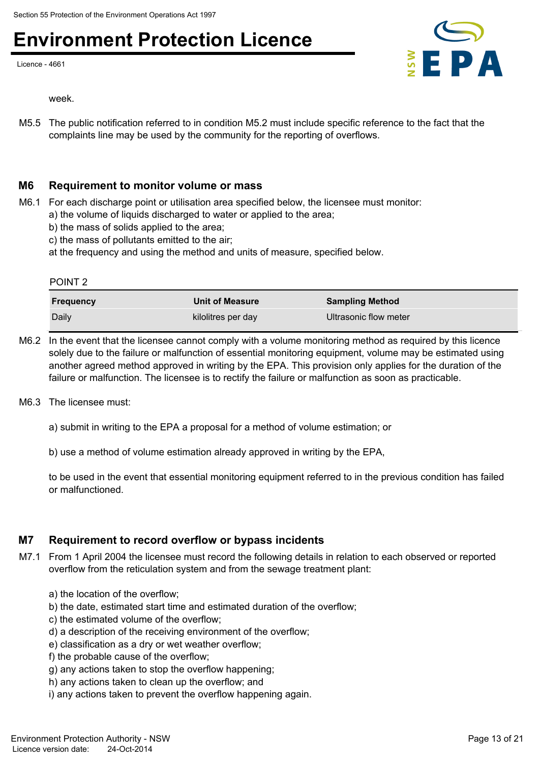week.

M5.5 The public notification referred to in condition M5.2 must include specific reference to the fact that the complaints line may be used by the community for the reporting of overflows.

## M6 Requirement to monitor volume or mass

M6.1 For each discharge point or utilisation area specified below, the licensee must monitor:
a) the volume of liquids discharged to water or applied to the area;
b) the mass of solids applied to the area;
c) the mass of pollutants emitted to the air;
at the frequency and using the method and units of measure, specified below.

POINT 2

| Frequency | Unit of Measure | Sampling Method |
|---|---|---|
| Daily | kilolitres per day | Ultrasonic flow meter |

M6.2 In the event that the licensee cannot comply with a volume monitoring method as required by this licence solely due to the failure or malfunction of essential monitoring equipment, volume may be estimated using another agreed method approved in writing by the EPA. This provision only applies for the duration of the failure or malfunction. The licensee is to rectify the failure or malfunction as soon as practicable.

M6.3 The licensee must:

a) submit in writing to the EPA a proposal for a method of volume estimation; or

b) use a method of volume estimation already approved in writing by the EPA,

to be used in the event that essential monitoring equipment referred to in the previous condition has failed or malfunctioned.

## M7 Requirement to record overflow or bypass incidents

M7.1 From 1 April 2004 the licensee must record the following details in relation to each observed or reported overflow from the reticulation system and from the sewage treatment plant:

a) the location of the overflow;
b) the date, estimated start time and estimated duration of the overflow;
c) the estimated volume of the overflow;
d) a description of the receiving environment of the overflow;
e) classification as a dry or wet weather overflow;
f) the probable cause of the overflow;
g) any actions taken to stop the overflow happening;
h) any actions taken to clean up the overflow; and
i) any actions taken to prevent the overflow happening again.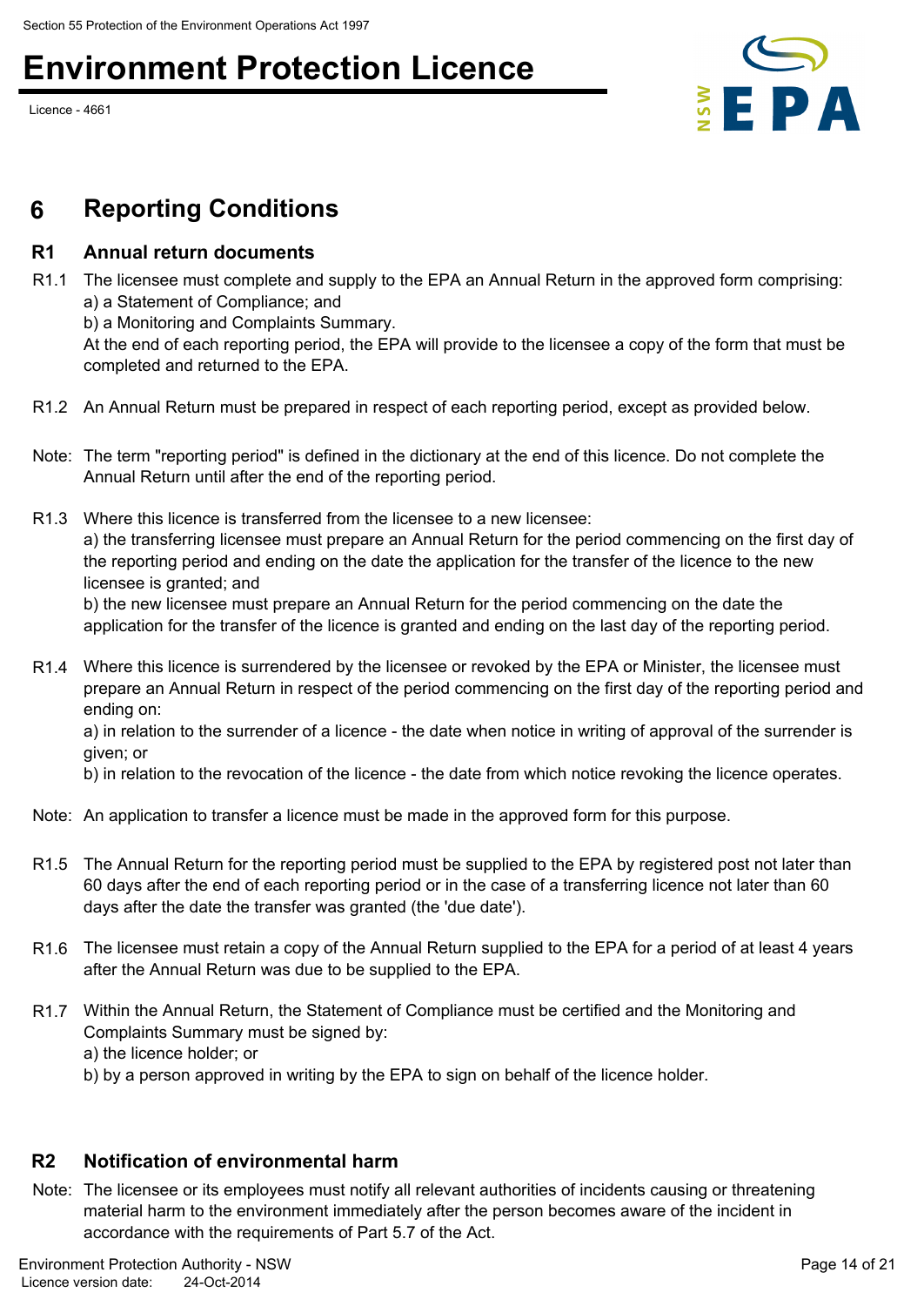## 6 Reporting Conditions

### R1 Annual return documents

R1.1 The licensee must complete and supply to the EPA an Annual Return in the approved form comprising:
a) a Statement of Compliance; and
b) a Monitoring and Complaints Summary.
At the end of each reporting period, the EPA will provide to the licensee a copy of the form that must be completed and returned to the EPA.

R1.2 An Annual Return must be prepared in respect of each reporting period, except as provided below.

Note: The term "reporting period" is defined in the dictionary at the end of this licence. Do not complete the Annual Return until after the end of the reporting period.

R1.3 Where this licence is transferred from the licensee to a new licensee:
a) the transferring licensee must prepare an Annual Return for the period commencing on the first day of the reporting period and ending on the date the application for the transfer of the licence to the new licensee is granted; and
b) the new licensee must prepare an Annual Return for the period commencing on the date the application for the transfer of the licence is granted and ending on the last day of the reporting period.

R1.4 Where this licence is surrendered by the licensee or revoked by the EPA or Minister, the licensee must prepare an Annual Return in respect of the period commencing on the first day of the reporting period and ending on:
a) in relation to the surrender of a licence - the date when notice in writing of approval of the surrender is given; or
b) in relation to the revocation of the licence - the date from which notice revoking the licence operates.

Note: An application to transfer a licence must be made in the approved form for this purpose.

R1.5 The Annual Return for the reporting period must be supplied to the EPA by registered post not later than 60 days after the end of each reporting period or in the case of a transferring licence not later than 60 days after the date the transfer was granted (the 'due date').

R1.6 The licensee must retain a copy of the Annual Return supplied to the EPA for a period of at least 4 years after the Annual Return was due to be supplied to the EPA.

R1.7 Within the Annual Return, the Statement of Compliance must be certified and the Monitoring and Complaints Summary must be signed by:
a) the licence holder; or
b) by a person approved in writing by the EPA to sign on behalf of the licence holder.

### R2 Notification of environmental harm

Note: The licensee or its employees must notify all relevant authorities of incidents causing or threatening material harm to the environment immediately after the person becomes aware of the incident in accordance with the requirements of Part 5.7 of the Act.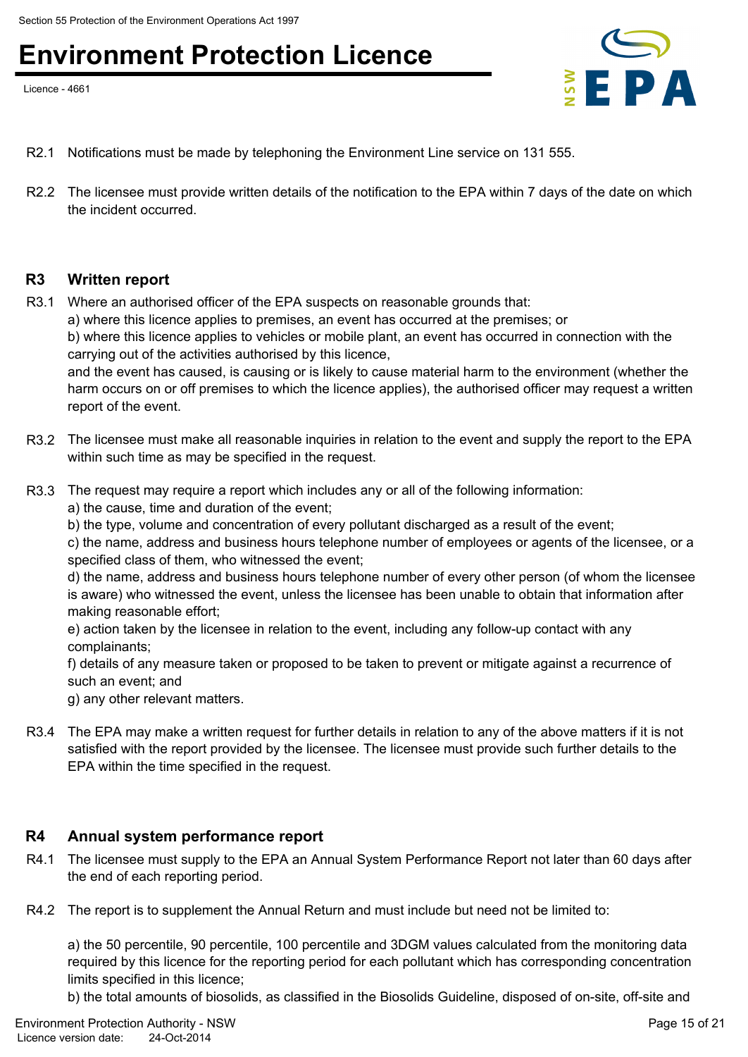R2.1 Notifications must be made by telephoning the Environment Line service on 131 555.

R2.2 The licensee must provide written details of the notification to the EPA within 7 days of the date on which the incident occurred.

## R3 Written report

R3.1 Where an authorised officer of the EPA suspects on reasonable grounds that:
a) where this licence applies to premises, an event has occurred at the premises; or
b) where this licence applies to vehicles or mobile plant, an event has occurred in connection with the carrying out of the activities authorised by this licence,
and the event has caused, is causing or is likely to cause material harm to the environment (whether the harm occurs on or off premises to which the licence applies), the authorised officer may request a written report of the event.

R3.2 The licensee must make all reasonable inquiries in relation to the event and supply the report to the EPA within such time as may be specified in the request.

R3.3 The request may require a report which includes any or all of the following information:
a) the cause, time and duration of the event;
b) the type, volume and concentration of every pollutant discharged as a result of the event;
c) the name, address and business hours telephone number of employees or agents of the licensee, or a specified class of them, who witnessed the event;
d) the name, address and business hours telephone number of every other person (of whom the licensee is aware) who witnessed the event, unless the licensee has been unable to obtain that information after making reasonable effort;
e) action taken by the licensee in relation to the event, including any follow-up contact with any complainants;
f) details of any measure taken or proposed to be taken to prevent or mitigate against a recurrence of such an event; and
g) any other relevant matters.

R3.4 The EPA may make a written request for further details in relation to any of the above matters if it is not satisfied with the report provided by the licensee. The licensee must provide such further details to the EPA within the time specified in the request.

## R4 Annual system performance report

R4.1 The licensee must supply to the EPA an Annual System Performance Report not later than 60 days after the end of each reporting period.

R4.2 The report is to supplement the Annual Return and must include but need not be limited to:

a) the 50 percentile, 90 percentile, 100 percentile and 3DGM values calculated from the monitoring data required by this licence for the reporting period for each pollutant which has corresponding concentration limits specified in this licence;
b) the total amounts of biosolids, as classified in the Biosolids Guideline, disposed of on-site, off-site and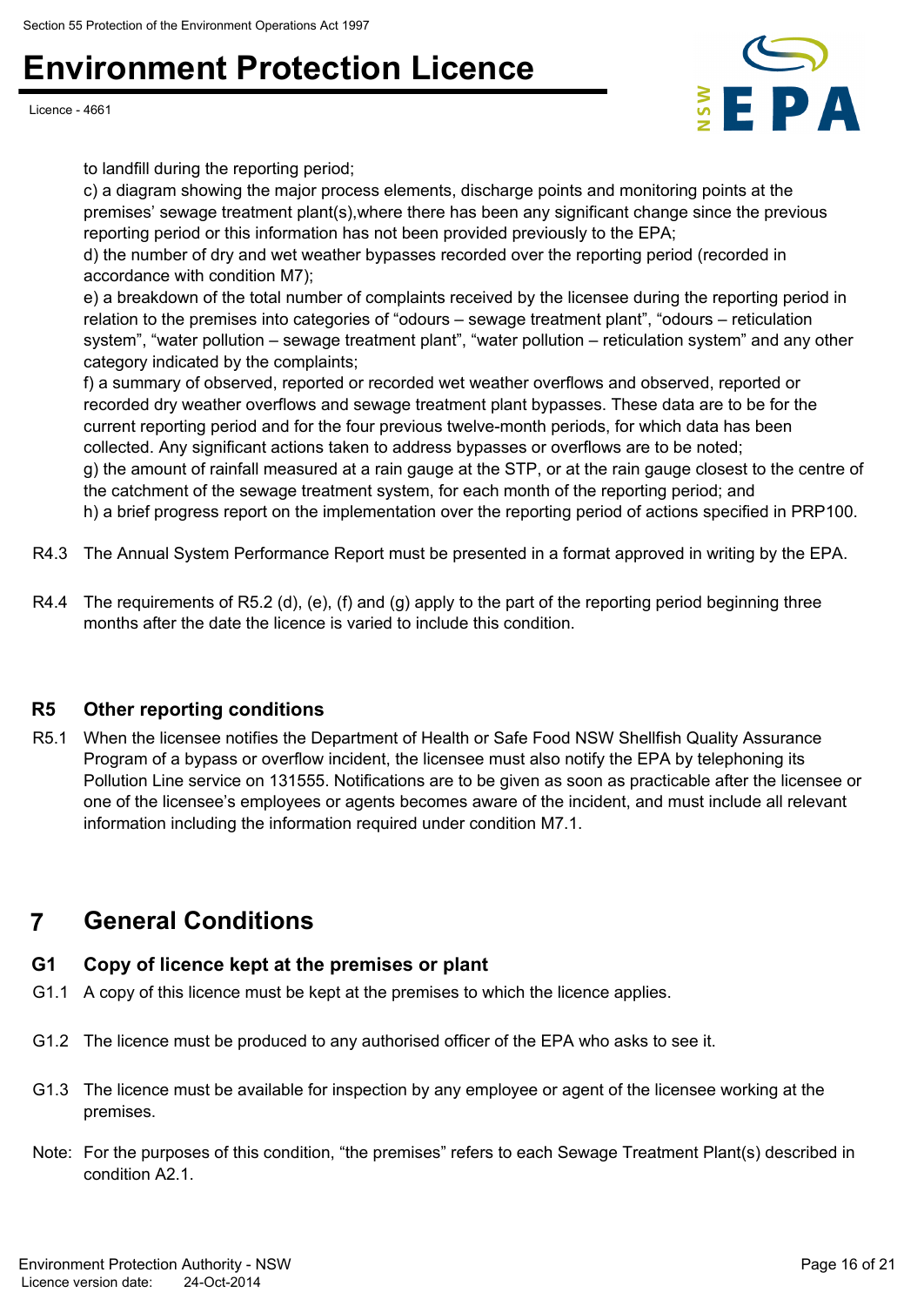to landfill during the reporting period;

c) a diagram showing the major process elements, discharge points and monitoring points at the premises' sewage treatment plant(s),where there has been any significant change since the previous reporting period or this information has not been provided previously to the EPA;

d) the number of dry and wet weather bypasses recorded over the reporting period (recorded in accordance with condition M7);

e) a breakdown of the total number of complaints received by the licensee during the reporting period in relation to the premises into categories of "odours – sewage treatment plant", "odours – reticulation system", "water pollution – sewage treatment plant", "water pollution – reticulation system" and any other category indicated by the complaints;

f) a summary of observed, reported or recorded wet weather overflows and observed, reported or recorded dry weather overflows and sewage treatment plant bypasses. These data are to be for the current reporting period and for the four previous twelve-month periods, for which data has been collected. Any significant actions taken to address bypasses or overflows are to be noted;

g) the amount of rainfall measured at a rain gauge at the STP, or at the rain gauge closest to the centre of the catchment of the sewage treatment system, for each month of the reporting period; and

h) a brief progress report on the implementation over the reporting period of actions specified in PRP100.

R4.3 The Annual System Performance Report must be presented in a format approved in writing by the EPA.

R4.4 The requirements of R5.2 (d), (e), (f) and (g) apply to the part of the reporting period beginning three months after the date the licence is varied to include this condition.

### R5 Other reporting conditions

R5.1 When the licensee notifies the Department of Health or Safe Food NSW Shellfish Quality Assurance Program of a bypass or overflow incident, the licensee must also notify the EPA by telephoning its Pollution Line service on 131555. Notifications are to be given as soon as practicable after the licensee or one of the licensee's employees or agents becomes aware of the incident, and must include all relevant information including the information required under condition M7.1.

## 7 General Conditions

### G1 Copy of licence kept at the premises or plant

G1.1 A copy of this licence must be kept at the premises to which the licence applies.

G1.2 The licence must be produced to any authorised officer of the EPA who asks to see it.

G1.3 The licence must be available for inspection by any employee or agent of the licensee working at the premises.

Note: For the purposes of this condition, "the premises" refers to each Sewage Treatment Plant(s) described in condition A2.1.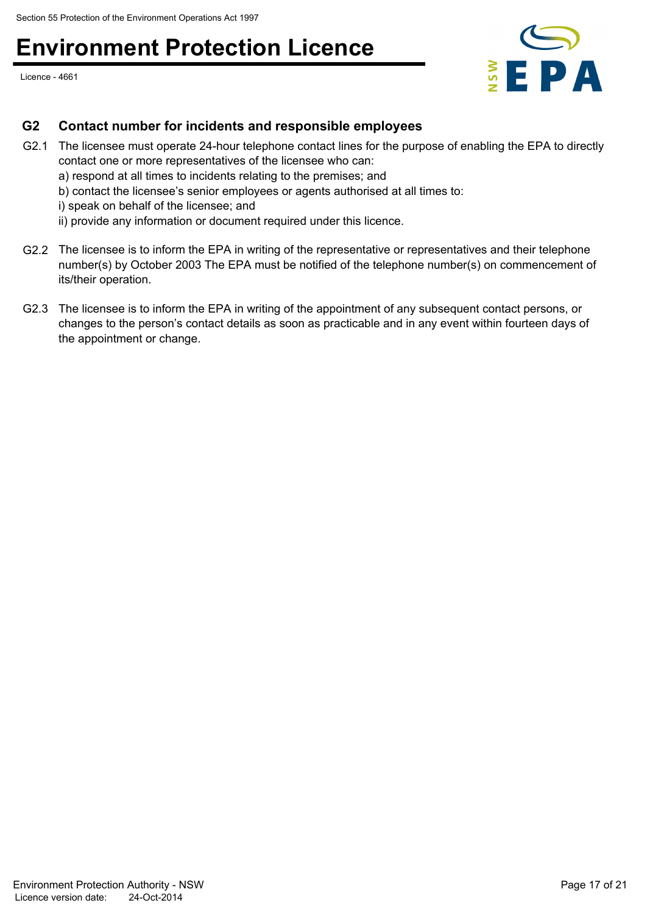## G2 Contact number for incidents and responsible employees

G2.1 The licensee must operate 24-hour telephone contact lines for the purpose of enabling the EPA to directly contact one or more representatives of the licensee who can:

a) respond at all times to incidents relating to the premises; and

b) contact the licensee's senior employees or agents authorised at all times to:

i) speak on behalf of the licensee; and

ii) provide any information or document required under this licence.

G2.2 The licensee is to inform the EPA in writing of the representative or representatives and their telephone number(s) by October 2003 The EPA must be notified of the telephone number(s) on commencement of its/their operation.

G2.3 The licensee is to inform the EPA in writing of the appointment of any subsequent contact persons, or changes to the person's contact details as soon as practicable and in any event within fourteen days of the appointment or change.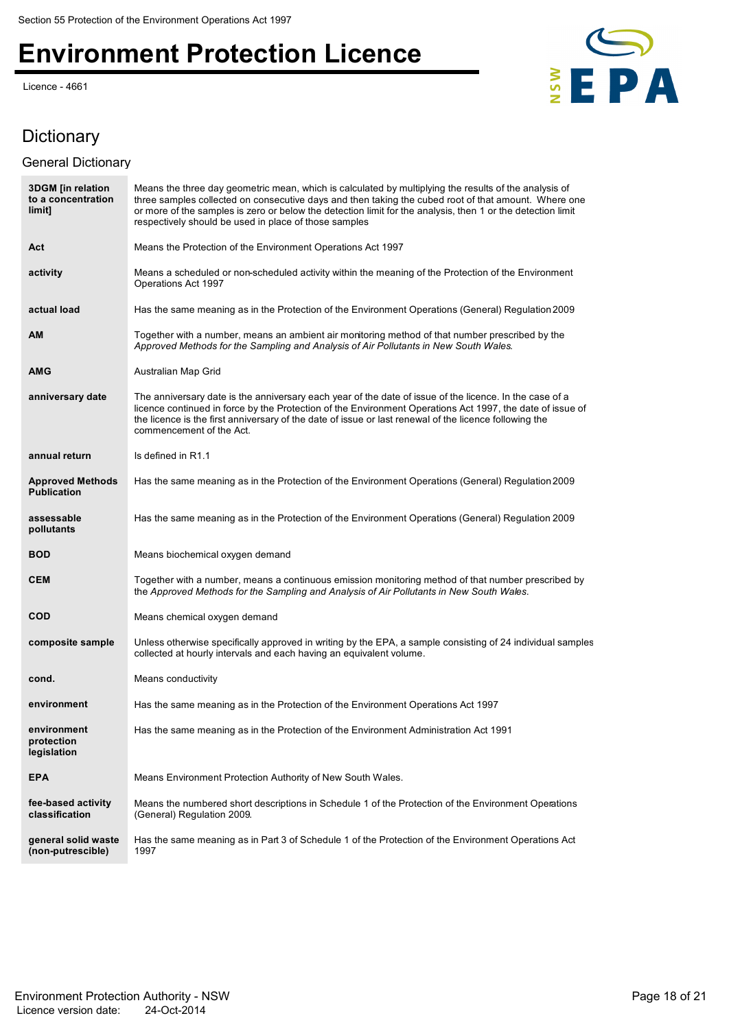## Dictionary

### General Dictionary

| Term | Definition |
|---|---|
| **3DGM [in relation to a concentration limit]** | Means the three day geometric mean, which is calculated by multiplying the results of the analysis of three samples collected on consecutive days and then taking the cubed root of that amount. Where one or more of the samples is zero or below the detection limit for the analysis, then 1 or the detection limit respectively should be used in place of those samples |
| **Act** | Means the Protection of the Environment Operations Act 1997 |
| **activity** | Means a scheduled or non-scheduled activity within the meaning of the Protection of the Environment Operations Act 1997 |
| **actual load** | Has the same meaning as in the Protection of the Environment Operations (General) Regulation 2009 |
| **AM** | Together with a number, means an ambient air monitoring method of that number prescribed by the *Approved Methods for the Sampling and Analysis of Air Pollutants in New South Wales*. |
| **AMG** | Australian Map Grid |
| **anniversary date** | The anniversary date is the anniversary each year of the date of issue of the licence. In the case of a licence continued in force by the Protection of the Environment Operations Act 1997, the date of issue of the licence is the first anniversary of the date of issue or last renewal of the licence following the commencement of the Act. |
| **annual return** | Is defined in R1.1 |
| **Approved Methods Publication** | Has the same meaning as in the Protection of the Environment Operations (General) Regulation 2009 |
| **assessable pollutants** | Has the same meaning as in the Protection of the Environment Operations (General) Regulation 2009 |
| **BOD** | Means biochemical oxygen demand |
| **CEM** | Together with a number, means a continuous emission monitoring method of that number prescribed by the *Approved Methods for the Sampling and Analysis of Air Pollutants in New South Wales*. |
| **COD** | Means chemical oxygen demand |
| **composite sample** | Unless otherwise specifically approved in writing by the EPA, a sample consisting of 24 individual samples collected at hourly intervals and each having an equivalent volume. |
| **cond.** | Means conductivity |
| **environment** | Has the same meaning as in the Protection of the Environment Operations Act 1997 |
| **environment protection legislation** | Has the same meaning as in the Protection of the Environment Administration Act 1991 |
| **EPA** | Means Environment Protection Authority of New South Wales. |
| **fee-based activity classification** | Means the numbered short descriptions in Schedule 1 of the Protection of the Environment Operations (General) Regulation 2009. |
| **general solid waste (non-putrescible)** | Has the same meaning as in Part 3 of Schedule 1 of the Protection of the Environment Operations Act 1997 |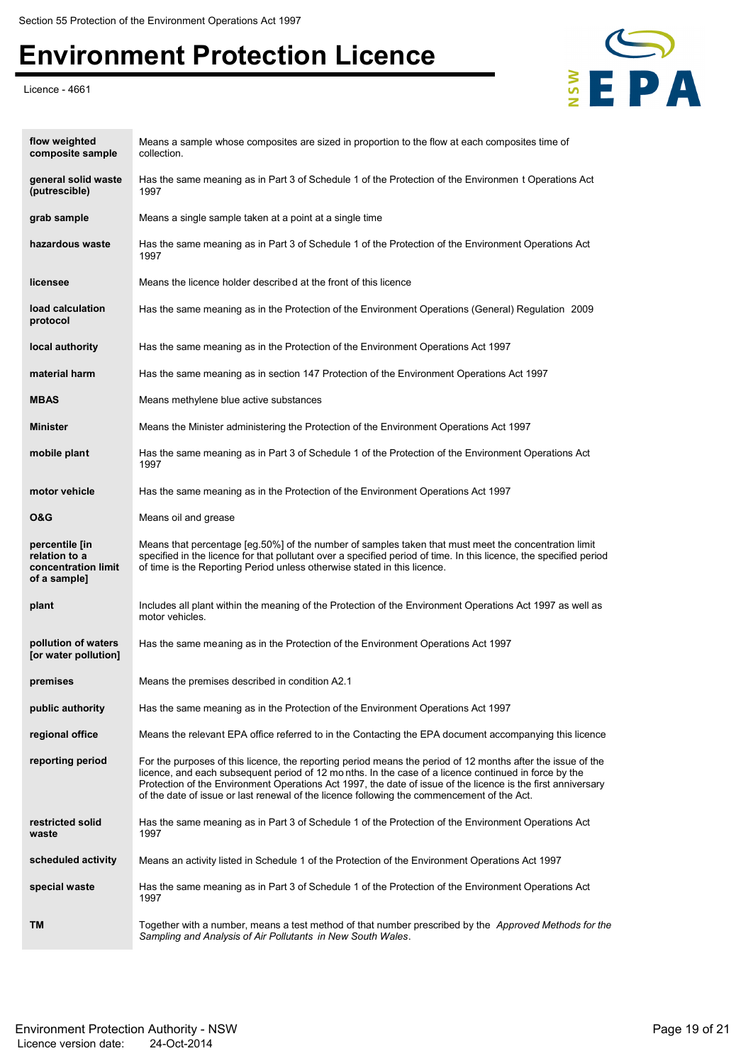| | |
|---|---|
| **flow weighted composite sample** | Means a sample whose composites are sized in proportion to the flow at each composites time of collection. |
| **general solid waste (putrescible)** | Has the same meaning as in Part 3 of Schedule 1 of the Protection of the Environmen t Operations Act 1997 |
| **grab sample** | Means a single sample taken at a point at a single time |
| **hazardous waste** | Has the same meaning as in Part 3 of Schedule 1 of the Protection of the Environment Operations Act 1997 |
| **licensee** | Means the licence holder described at the front of this licence |
| **load calculation protocol** | Has the same meaning as in the Protection of the Environment Operations (General) Regulation 2009 |
| **local authority** | Has the same meaning as in the Protection of the Environment Operations Act 1997 |
| **material harm** | Has the same meaning as in section 147 Protection of the Environment Operations Act 1997 |
| **MBAS** | Means methylene blue active substances |
| **Minister** | Means the Minister administering the Protection of the Environment Operations Act 1997 |
| **mobile plant** | Has the same meaning as in Part 3 of Schedule 1 of the Protection of the Environment Operations Act 1997 |
| **motor vehicle** | Has the same meaning as in the Protection of the Environment Operations Act 1997 |
| **O&G** | Means oil and grease |
| **percentile [in relation to a concentration limit of a sample]** | Means that percentage [eg.50%] of the number of samples taken that must meet the concentration limit specified in the licence for that pollutant over a specified period of time. In this licence, the specified period of time is the Reporting Period unless otherwise stated in this licence. |
| **plant** | Includes all plant within the meaning of the Protection of the Environment Operations Act 1997 as well as motor vehicles. |
| **pollution of waters [or water pollution]** | Has the same meaning as in the Protection of the Environment Operations Act 1997 |
| **premises** | Means the premises described in condition A2.1 |
| **public authority** | Has the same meaning as in the Protection of the Environment Operations Act 1997 |
| **regional office** | Means the relevant EPA office referred to in the Contacting the EPA document accompanying this licence |
| **reporting period** | For the purposes of this licence, the reporting period means the period of 12 months after the issue of the licence, and each subsequent period of 12 mo nths. In the case of a licence continued in force by the Protection of the Environment Operations Act 1997, the date of issue of the licence is the first anniversary of the date of issue or last renewal of the licence following the commencement of the Act. |
| **restricted solid waste** | Has the same meaning as in Part 3 of Schedule 1 of the Protection of the Environment Operations Act 1997 |
| **scheduled activity** | Means an activity listed in Schedule 1 of the Protection of the Environment Operations Act 1997 |
| **special waste** | Has the same meaning as in Part 3 of Schedule 1 of the Protection of the Environment Operations Act 1997 |
| **TM** | Together with a number, means a test method of that number prescribed by the *Approved Methods for the Sampling and Analysis of Air Pollutants in New South Wales*. |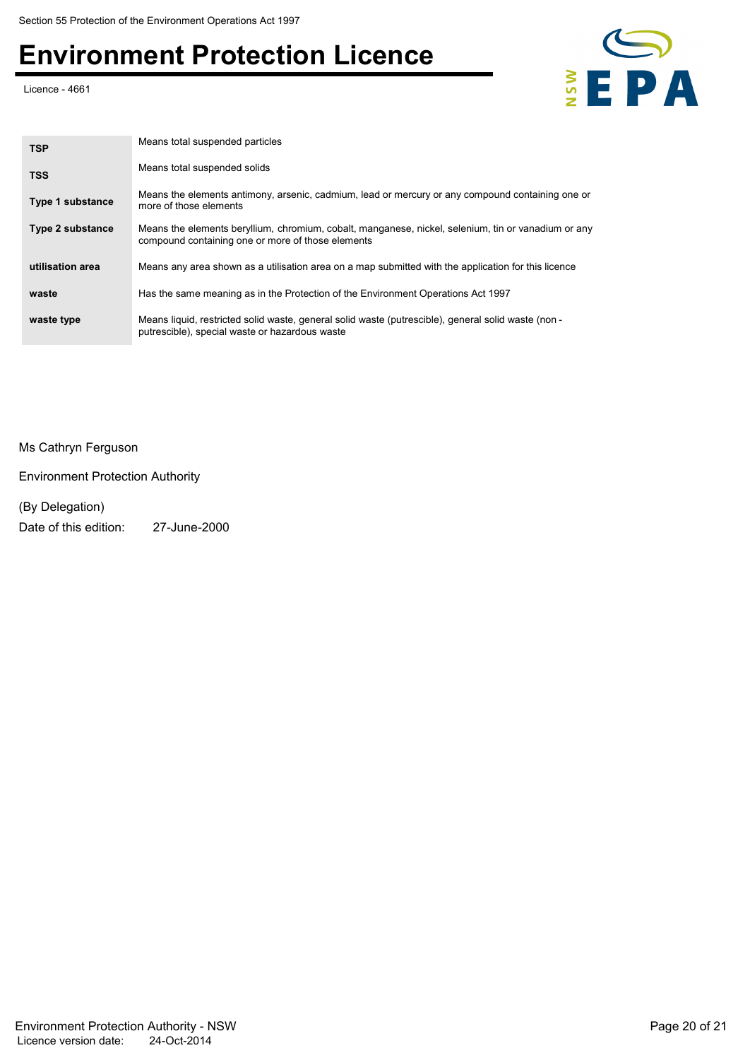| | |
|---|---|
| **TSP** | Means total suspended particles |
| **TSS** | Means total suspended solids |
| **Type 1 substance** | Means the elements antimony, arsenic, cadmium, lead or mercury or any compound containing one or more of those elements |
| **Type 2 substance** | Means the elements beryllium, chromium, cobalt, manganese, nickel, selenium, tin or vanadium or any compound containing one or more of those elements |
| **utilisation area** | Means any area shown as a utilisation area on a map submitted with the application for this licence |
| **waste** | Has the same meaning as in the Protection of the Environment Operations Act 1997 |
| **waste type** | Means liquid, restricted solid waste, general solid waste (putrescible), general solid waste (non - putrescible), special waste or hazardous waste |

Ms Cathryn Ferguson

Environment Protection Authority

(By Delegation)

Date of this edition: 27-June-2000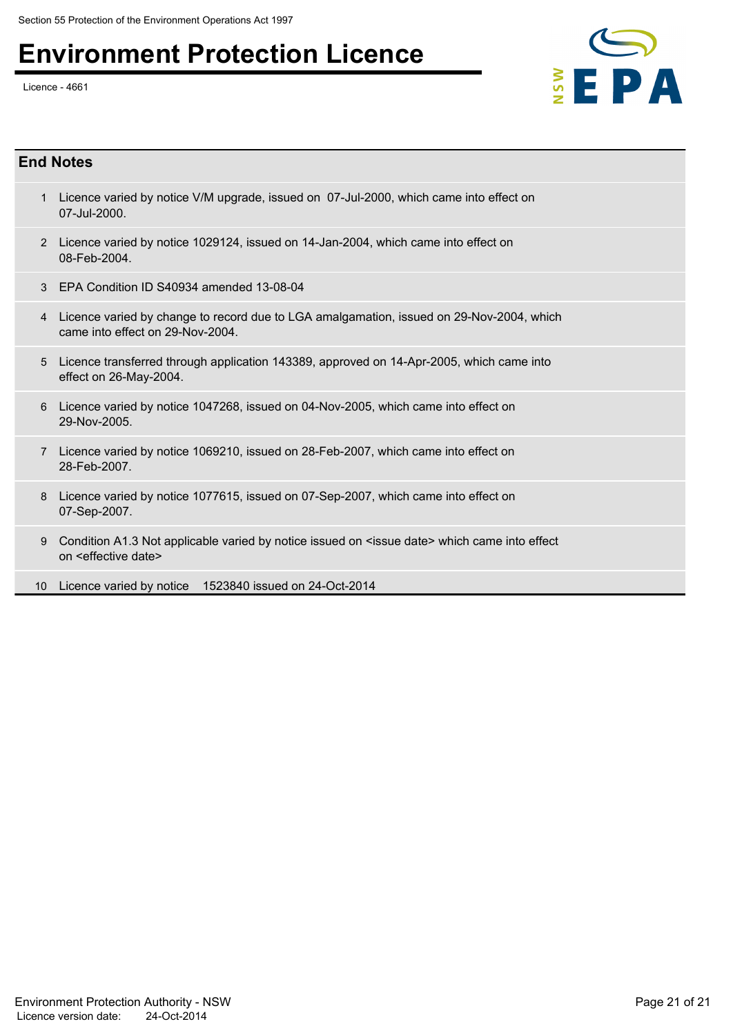## End Notes

1. Licence varied by notice V/M upgrade, issued on 07-Jul-2000, which came into effect on 07-Jul-2000.
2. Licence varied by notice 1029124, issued on 14-Jan-2004, which came into effect on 08-Feb-2004.
3. EPA Condition ID S40934 amended 13-08-04
4. Licence varied by change to record due to LGA amalgamation, issued on 29-Nov-2004, which came into effect on 29-Nov-2004.
5. Licence transferred through application 143389, approved on 14-Apr-2005, which came into effect on 26-May-2004.
6. Licence varied by notice 1047268, issued on 04-Nov-2005, which came into effect on 29-Nov-2005.
7. Licence varied by notice 1069210, issued on 28-Feb-2007, which came into effect on 28-Feb-2007.
8. Licence varied by notice 1077615, issued on 07-Sep-2007, which came into effect on 07-Sep-2007.
9. Condition A1.3 Not applicable varied by notice issued on <issue date> which came into effect on <effective date>
10. Licence varied by notice 1523840 issued on 24-Oct-2014